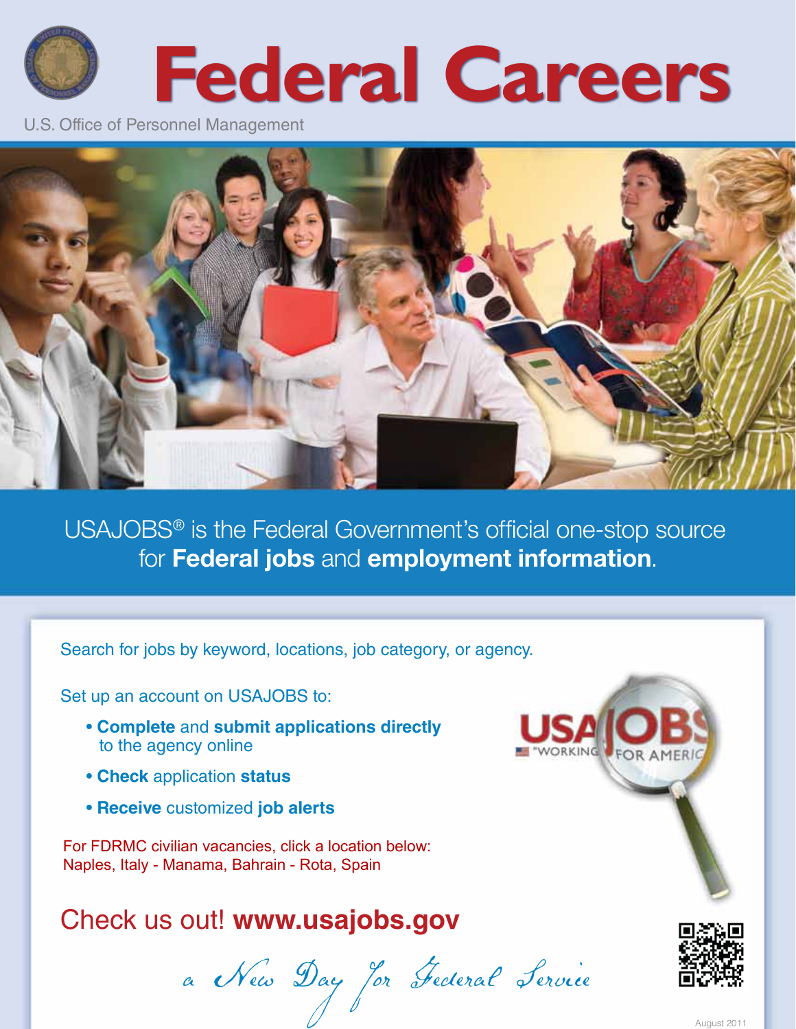# Federal Careers

U.S. Office of Personnel Management

USAJOBS® is the Federal Government's official one-stop source for **Federal jobs** and **employment information**.

Search for jobs by keyword, locations, job category, or agency.

Set up an account on USAJOBS to:

- **Complete** and **submit applications directly** to the agency online
- **Check** application **status**
- **Receive** customized **job alerts**

For FDRMC civilian vacancies, click a location below:
Naples, Italy - Manama, Bahrain - Rota, Spain

## Check us out! **www.usajobs.gov**

*a New Day for Federal Service*

August 2011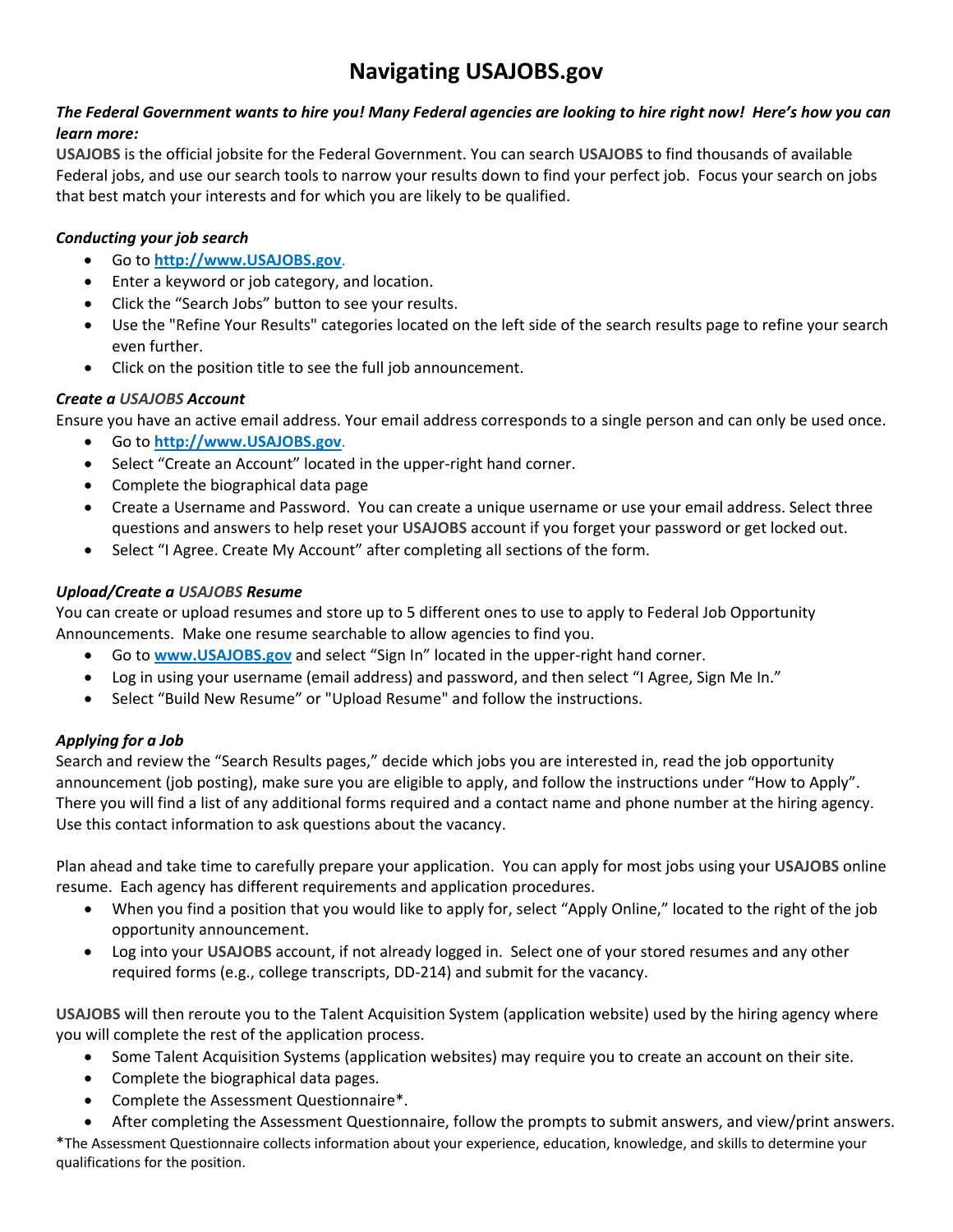# Navigating USAJOBS.gov

***The Federal Government wants to hire you! Many Federal agencies are looking to hire right now! Here's how you can learn more:***

**USAJOBS** is the official jobsite for the Federal Government. You can search **USAJOBS** to find thousands of available Federal jobs, and use our search tools to narrow your results down to find your perfect job. Focus your search on jobs that best match your interests and for which you are likely to be qualified.

***Conducting your job search***

- Go to **[http://www.USAJOBS.gov](http://www.USAJOBS.gov)**.
- Enter a keyword or job category, and location.
- Click the "Search Jobs" button to see your results.
- Use the "Refine Your Results" categories located on the left side of the search results page to refine your search even further.
- Click on the position title to see the full job announcement.

***Create a USAJOBS Account***

Ensure you have an active email address. Your email address corresponds to a single person and can only be used once.

- Go to **[http://www.USAJOBS.gov](http://www.USAJOBS.gov)**.
- Select "Create an Account" located in the upper-right hand corner.
- Complete the biographical data page
- Create a Username and Password. You can create a unique username or use your email address. Select three questions and answers to help reset your **USAJOBS** account if you forget your password or get locked out.
- Select "I Agree. Create My Account" after completing all sections of the form.

***Upload/Create a USAJOBS Resume***

You can create or upload resumes and store up to 5 different ones to use to apply to Federal Job Opportunity Announcements. Make one resume searchable to allow agencies to find you.

- Go to **[www.USAJOBS.gov](http://www.USAJOBS.gov)** and select "Sign In" located in the upper-right hand corner.
- Log in using your username (email address) and password, and then select "I Agree, Sign Me In."
- Select "Build New Resume" or "Upload Resume" and follow the instructions.

***Applying for a Job***

Search and review the "Search Results pages," decide which jobs you are interested in, read the job opportunity announcement (job posting), make sure you are eligible to apply, and follow the instructions under "How to Apply". There you will find a list of any additional forms required and a contact name and phone number at the hiring agency. Use this contact information to ask questions about the vacancy.

Plan ahead and take time to carefully prepare your application. You can apply for most jobs using your **USAJOBS** online resume. Each agency has different requirements and application procedures.

- When you find a position that you would like to apply for, select "Apply Online," located to the right of the job opportunity announcement.
- Log into your **USAJOBS** account, if not already logged in. Select one of your stored resumes and any other required forms (e.g., college transcripts, DD-214) and submit for the vacancy.

**USAJOBS** will then reroute you to the Talent Acquisition System (application website) used by the hiring agency where you will complete the rest of the application process.

- Some Talent Acquisition Systems (application websites) may require you to create an account on their site.
- Complete the biographical data pages.
- Complete the Assessment Questionnaire*.
- After completing the Assessment Questionnaire, follow the prompts to submit answers, and view/print answers.

*The Assessment Questionnaire collects information about your experience, education, knowledge, and skills to determine your qualifications for the position.